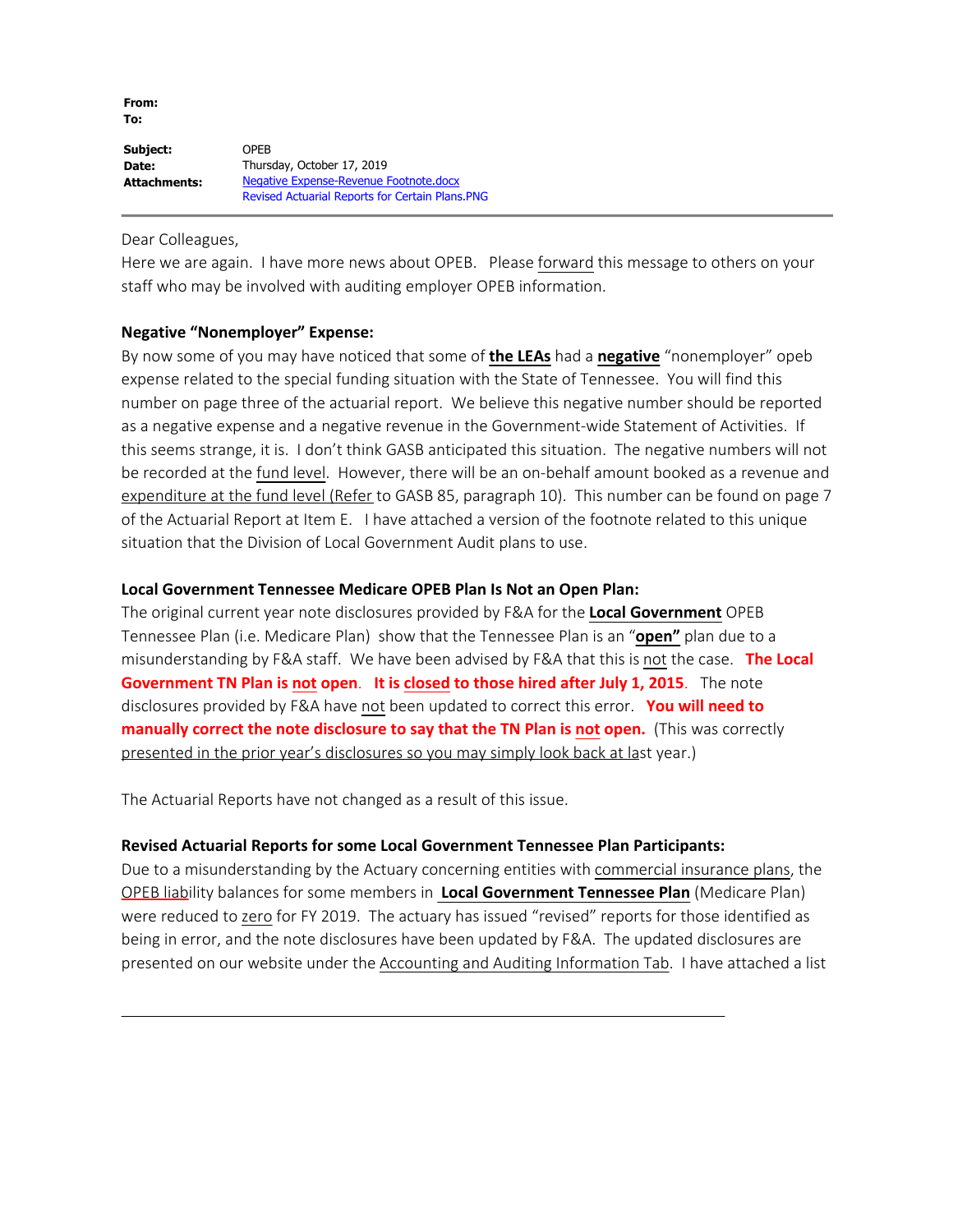**From:**
**To:**

**Subject:** OPEB
**Date:** Thursday, October 17, 2019
**Attachments:** Negative Expense-Revenue Footnote.docx
Revised Actuarial Reports for Certain Plans.PNG

---

Dear Colleagues,
Here we are again. I have more news about OPEB. Please forward this message to others on your staff who may be involved with auditing employer OPEB information.

**Negative "Nonemployer" Expense:**
By now some of you may have noticed that some of **the LEAs** had a **negative** "nonemployer" opeb expense related to the special funding situation with the State of Tennessee. You will find this number on page three of the actuarial report. We believe this negative number should be reported as a negative expense and a negative revenue in the Government-wide Statement of Activities. If this seems strange, it is. I don't think GASB anticipated this situation. The negative numbers will not be recorded at the fund level. However, there will be an on-behalf amount booked as a revenue and expenditure at the fund level (Refer to GASB 85, paragraph 10). This number can be found on page 7 of the Actuarial Report at Item E. I have attached a version of the footnote related to this unique situation that the Division of Local Government Audit plans to use.

**Local Government Tennessee Medicare OPEB Plan Is Not an Open Plan:**
The original current year note disclosures provided by F&A for the **Local Government** OPEB Tennessee Plan (i.e. Medicare Plan) show that the Tennessee Plan is an "**open"** plan due to a misunderstanding by F&A staff. We have been advised by F&A that this is not the case. **The Local Government TN Plan is not open**. **It is closed to those hired after July 1, 2015**. The note disclosures provided by F&A have not been updated to correct this error. **You will need to manually correct the note disclosure to say that the TN Plan is not open.** (This was correctly presented in the prior year's disclosures so you may simply look back at last year.)

The Actuarial Reports have not changed as a result of this issue.

**Revised Actuarial Reports for some Local Government Tennessee Plan Participants:**
Due to a misunderstanding by the Actuary concerning entities with commercial insurance plans, the OPEB liability balances for some members in **Local Government Tennessee Plan** (Medicare Plan) were reduced to zero for FY 2019. The actuary has issued "revised" reports for those identified as being in error, and the note disclosures have been updated by F&A. The updated disclosures are presented on our website under the Accounting and Auditing Information Tab. I have attached a list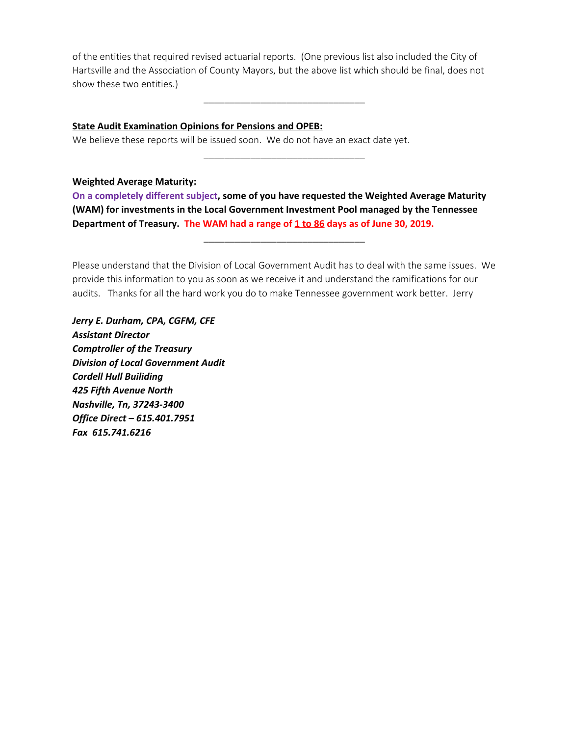of the entities that required revised actuarial reports. (One previous list also included the City of Hartsville and the Association of County Mayors, but the above list which should be final, does not show these two entities.)

---

**State Audit Examination Opinions for Pensions and OPEB:**

We believe these reports will be issued soon. We do not have an exact date yet.

---

**Weighted Average Maturity:**

**On a completely different subject, some of you have requested the Weighted Average Maturity (WAM) for investments in the Local Government Investment Pool managed by the Tennessee Department of Treasury. The WAM had a range of 1 to 86 days as of June 30, 2019.**

---

Please understand that the Division of Local Government Audit has to deal with the same issues. We provide this information to you as soon as we receive it and understand the ramifications for our audits. Thanks for all the hard work you do to make Tennessee government work better. Jerry

***Jerry E. Durham, CPA, CGFM, CFE***
***Assistant Director***
***Comptroller of the Treasury***
***Division of Local Government Audit***
***Cordell Hull Builiding***
***425 Fifth Avenue North***
***Nashville, Tn, 37243-3400***
***Office Direct – 615.401.7951***
***Fax 615.741.6216***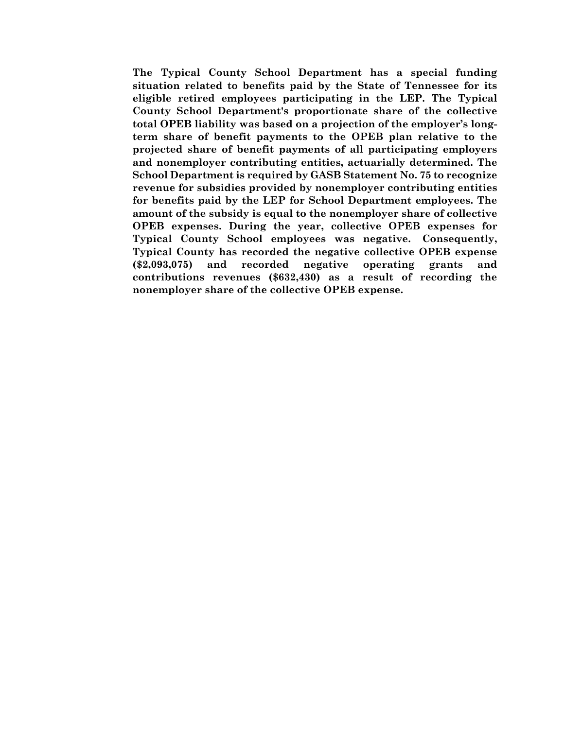**The Typical County School Department has a special funding situation related to benefits paid by the State of Tennessee for its eligible retired employees participating in the LEP. The Typical County School Department's proportionate share of the collective total OPEB liability was based on a projection of the employer's long-term share of benefit payments to the OPEB plan relative to the projected share of benefit payments of all participating employers and nonemployer contributing entities, actuarially determined. The School Department is required by GASB Statement No. 75 to recognize revenue for subsidies provided by nonemployer contributing entities for benefits paid by the LEP for School Department employees. The amount of the subsidy is equal to the nonemployer share of collective OPEB expenses. During the year, collective OPEB expenses for Typical County School employees was negative. Consequently, Typical County has recorded the negative collective OPEB expense ($2,093,075) and recorded negative operating grants and contributions revenues ($632,430) as a result of recording the nonemployer share of the collective OPEB expense.**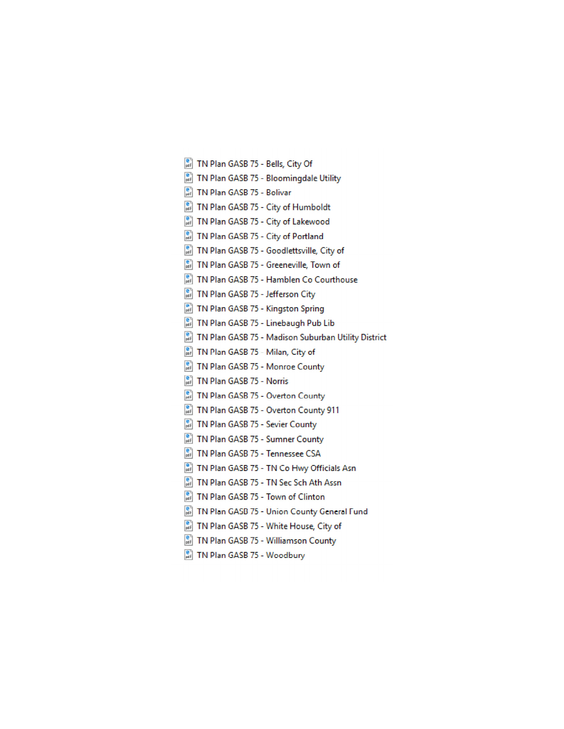- TN Plan GASB 75 - Bells, City Of
- TN Plan GASB 75 - Bloomingdale Utility
- TN Plan GASB 75 - Bolivar
- TN Plan GASB 75 - City of Humboldt
- TN Plan GASB 75 - City of Lakewood
- TN Plan GASB 75 - City of Portland
- TN Plan GASB 75 - Goodlettsville, City of
- TN Plan GASB 75 - Greeneville, Town of
- TN Plan GASB 75 - Hamblen Co Courthouse
- TN Plan GASB 75 - Jefferson City
- TN Plan GASB 75 - Kingston Spring
- TN Plan GASB 75 - Linebaugh Pub Lib
- TN Plan GASB 75 - Madison Suburban Utility District
- TN Plan GASB 75 - Milan, City of
- TN Plan GASB 75 - Monroe County
- TN Plan GASB 75 - Norris
- TN Plan GASB 75 - Overton County
- TN Plan GASB 75 - Overton County 911
- TN Plan GASB 75 - Sevier County
- TN Plan GASB 75 - Sumner County
- TN Plan GASB 75 - Tennessee CSA
- TN Plan GASB 75 - TN Co Hwy Officials Asn
- TN Plan GASB 75 - TN Sec Sch Ath Assn
- TN Plan GASB 75 - Town of Clinton
- TN Plan GASB 75 - Union County General Fund
- TN Plan GASB 75 - White House, City of
- TN Plan GASB 75 - Williamson County
- TN Plan GASB 75 - Woodbury